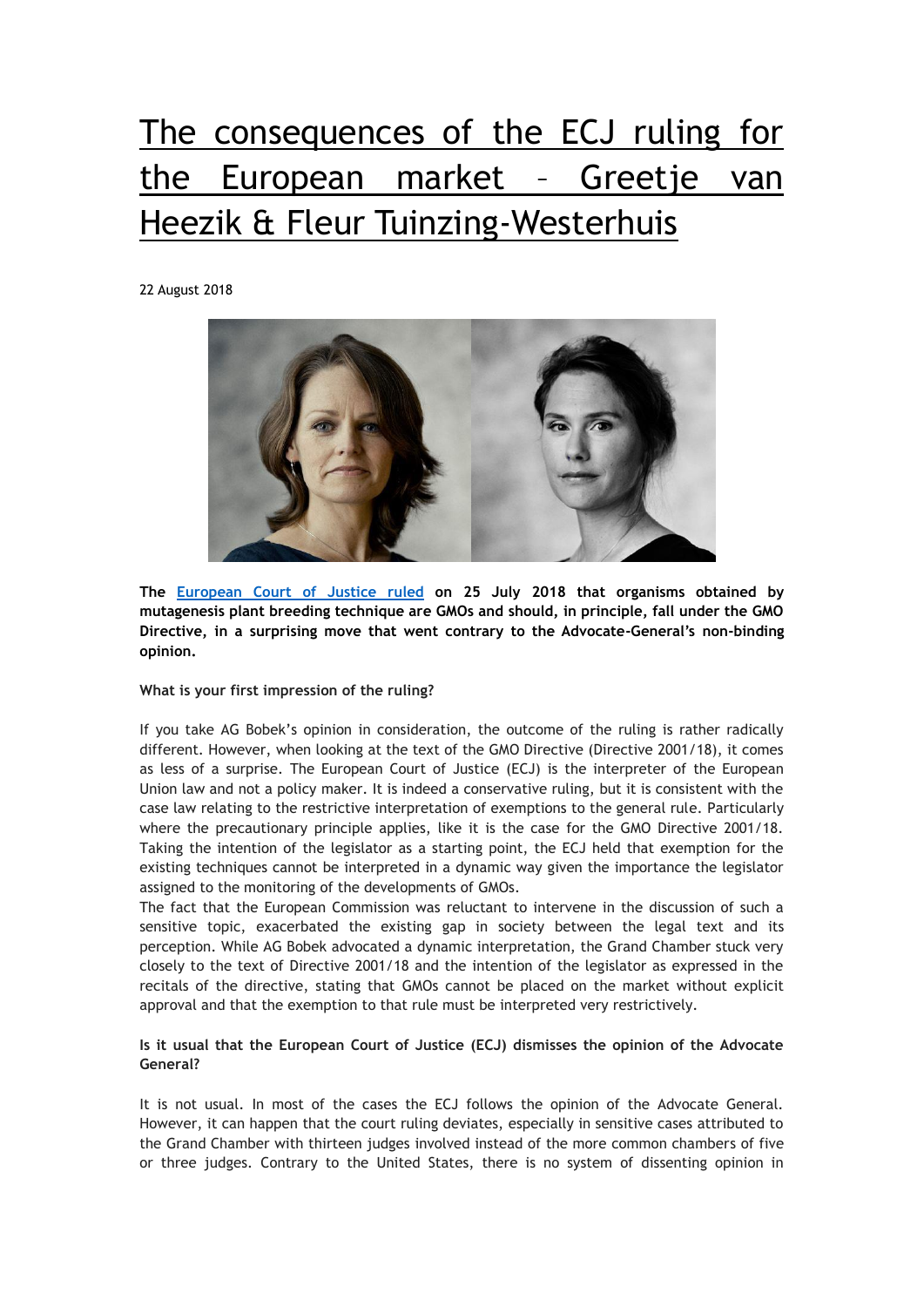# The consequences of the ECJ ruling for the European market – Greetje van Heezik & Fleur Tuinzing-Westerhuis

22 August 2018

**The European Court of Justice ruled on 25 July 2018 that organisms obtained by mutagenesis plant breeding technique are GMOs and should, in principle, fall under the GMO Directive, in a surprising move that went contrary to the Advocate-General's non-binding opinion.**

**What is your first impression of the ruling?**

If you take AG Bobek's opinion in consideration, the outcome of the ruling is rather radically different. However, when looking at the text of the GMO Directive (Directive 2001/18), it comes as less of a surprise. The European Court of Justice (ECJ) is the interpreter of the European Union law and not a policy maker. It is indeed a conservative ruling, but it is consistent with the case law relating to the restrictive interpretation of exemptions to the general rule. Particularly where the precautionary principle applies, like it is the case for the GMO Directive 2001/18. Taking the intention of the legislator as a starting point, the ECJ held that exemption for the existing techniques cannot be interpreted in a dynamic way given the importance the legislator assigned to the monitoring of the developments of GMOs.
The fact that the European Commission was reluctant to intervene in the discussion of such a sensitive topic, exacerbated the existing gap in society between the legal text and its perception. While AG Bobek advocated a dynamic interpretation, the Grand Chamber stuck very closely to the text of Directive 2001/18 and the intention of the legislator as expressed in the recitals of the directive, stating that GMOs cannot be placed on the market without explicit approval and that the exemption to that rule must be interpreted very restrictively.

**Is it usual that the European Court of Justice (ECJ) dismisses the opinion of the Advocate General?**

It is not usual. In most of the cases the ECJ follows the opinion of the Advocate General. However, it can happen that the court ruling deviates, especially in sensitive cases attributed to the Grand Chamber with thirteen judges involved instead of the more common chambers of five or three judges. Contrary to the United States, there is no system of dissenting opinion in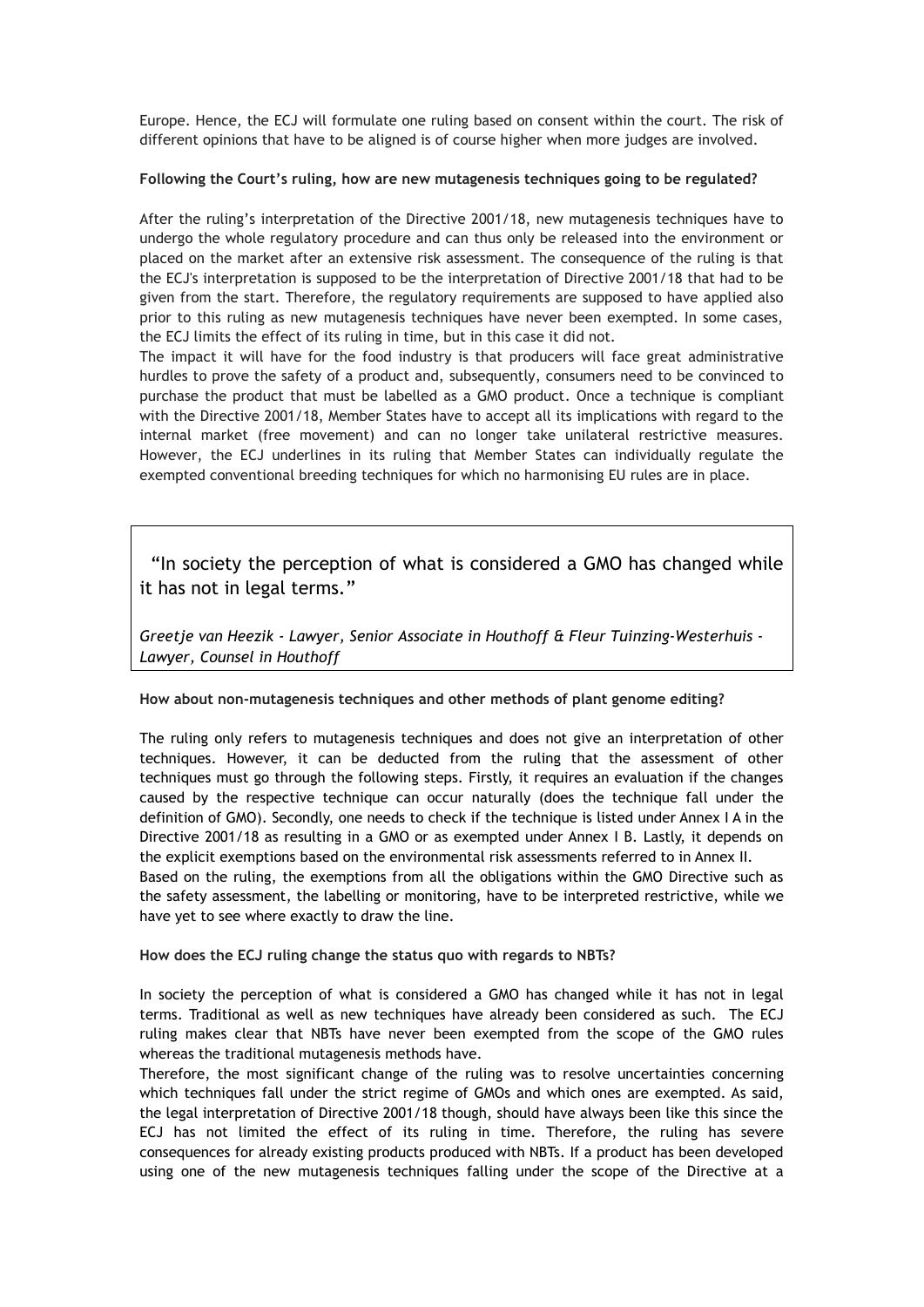Europe. Hence, the ECJ will formulate one ruling based on consent within the court. The risk of different opinions that have to be aligned is of course higher when more judges are involved.

**Following the Court's ruling, how are new mutagenesis techniques going to be regulated?**

After the ruling's interpretation of the Directive 2001/18, new mutagenesis techniques have to undergo the whole regulatory procedure and can thus only be released into the environment or placed on the market after an extensive risk assessment. The consequence of the ruling is that the ECJ's interpretation is supposed to be the interpretation of Directive 2001/18 that had to be given from the start. Therefore, the regulatory requirements are supposed to have applied also prior to this ruling as new mutagenesis techniques have never been exempted. In some cases, the ECJ limits the effect of its ruling in time, but in this case it did not.

The impact it will have for the food industry is that producers will face great administrative hurdles to prove the safety of a product and, subsequently, consumers need to be convinced to purchase the product that must be labelled as a GMO product. Once a technique is compliant with the Directive 2001/18, Member States have to accept all its implications with regard to the internal market (free movement) and can no longer take unilateral restrictive measures. However, the ECJ underlines in its ruling that Member States can individually regulate the exempted conventional breeding techniques for which no harmonising EU rules are in place.

> "In society the perception of what is considered a GMO has changed while it has not in legal terms."
>
> *Greetje van Heezik - Lawyer, Senior Associate in Houthoff & Fleur Tuinzing-Westerhuis - Lawyer, Counsel in Houthoff*

**How about non-mutagenesis techniques and other methods of plant genome editing?**

The ruling only refers to mutagenesis techniques and does not give an interpretation of other techniques. However, it can be deducted from the ruling that the assessment of other techniques must go through the following steps. Firstly, it requires an evaluation if the changes caused by the respective technique can occur naturally (does the technique fall under the definition of GMO). Secondly, one needs to check if the technique is listed under Annex I A in the Directive 2001/18 as resulting in a GMO or as exempted under Annex I B. Lastly, it depends on the explicit exemptions based on the environmental risk assessments referred to in Annex II.

Based on the ruling, the exemptions from all the obligations within the GMO Directive such as the safety assessment, the labelling or monitoring, have to be interpreted restrictive, while we have yet to see where exactly to draw the line.

**How does the ECJ ruling change the status quo with regards to NBTs?**

In society the perception of what is considered a GMO has changed while it has not in legal terms. Traditional as well as new techniques have already been considered as such. The ECJ ruling makes clear that NBTs have never been exempted from the scope of the GMO rules whereas the traditional mutagenesis methods have.

Therefore, the most significant change of the ruling was to resolve uncertainties concerning which techniques fall under the strict regime of GMOs and which ones are exempted. As said, the legal interpretation of Directive 2001/18 though, should have always been like this since the ECJ has not limited the effect of its ruling in time. Therefore, the ruling has severe consequences for already existing products produced with NBTs. If a product has been developed using one of the new mutagenesis techniques falling under the scope of the Directive at a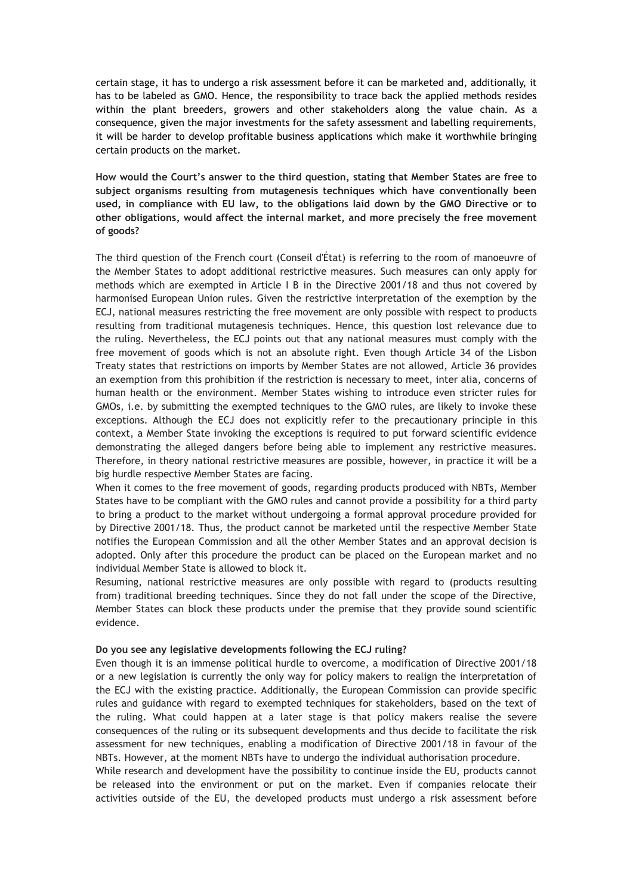certain stage, it has to undergo a risk assessment before it can be marketed and, additionally, it has to be labeled as GMO. Hence, the responsibility to trace back the applied methods resides within the plant breeders, growers and other stakeholders along the value chain. As a consequence, given the major investments for the safety assessment and labelling requirements, it will be harder to develop profitable business applications which make it worthwhile bringing certain products on the market.

**How would the Court's answer to the third question, stating that Member States are free to subject organisms resulting from mutagenesis techniques which have conventionally been used, in compliance with EU law, to the obligations laid down by the GMO Directive or to other obligations, would affect the internal market, and more precisely the free movement of goods?**

The third question of the French court (Conseil d'État) is referring to the room of manoeuvre of the Member States to adopt additional restrictive measures. Such measures can only apply for methods which are exempted in Article I B in the Directive 2001/18 and thus not covered by harmonised European Union rules. Given the restrictive interpretation of the exemption by the ECJ, national measures restricting the free movement are only possible with respect to products resulting from traditional mutagenesis techniques. Hence, this question lost relevance due to the ruling. Nevertheless, the ECJ points out that any national measures must comply with the free movement of goods which is not an absolute right. Even though Article 34 of the Lisbon Treaty states that restrictions on imports by Member States are not allowed, Article 36 provides an exemption from this prohibition if the restriction is necessary to meet, inter alia, concerns of human health or the environment. Member States wishing to introduce even stricter rules for GMOs, i.e. by submitting the exempted techniques to the GMO rules, are likely to invoke these exceptions. Although the ECJ does not explicitly refer to the precautionary principle in this context, a Member State invoking the exceptions is required to put forward scientific evidence demonstrating the alleged dangers before being able to implement any restrictive measures. Therefore, in theory national restrictive measures are possible, however, in practice it will be a big hurdle respective Member States are facing.

When it comes to the free movement of goods, regarding products produced with NBTs, Member States have to be compliant with the GMO rules and cannot provide a possibility for a third party to bring a product to the market without undergoing a formal approval procedure provided for by Directive 2001/18. Thus, the product cannot be marketed until the respective Member State notifies the European Commission and all the other Member States and an approval decision is adopted. Only after this procedure the product can be placed on the European market and no individual Member State is allowed to block it.

Resuming, national restrictive measures are only possible with regard to (products resulting from) traditional breeding techniques. Since they do not fall under the scope of the Directive, Member States can block these products under the premise that they provide sound scientific evidence.

**Do you see any legislative developments following the ECJ ruling?**

Even though it is an immense political hurdle to overcome, a modification of Directive 2001/18 or a new legislation is currently the only way for policy makers to realign the interpretation of the ECJ with the existing practice. Additionally, the European Commission can provide specific rules and guidance with regard to exempted techniques for stakeholders, based on the text of the ruling. What could happen at a later stage is that policy makers realise the severe consequences of the ruling or its subsequent developments and thus decide to facilitate the risk assessment for new techniques, enabling a modification of Directive 2001/18 in favour of the NBTs. However, at the moment NBTs have to undergo the individual authorisation procedure.

While research and development have the possibility to continue inside the EU, products cannot be released into the environment or put on the market. Even if companies relocate their activities outside of the EU, the developed products must undergo a risk assessment before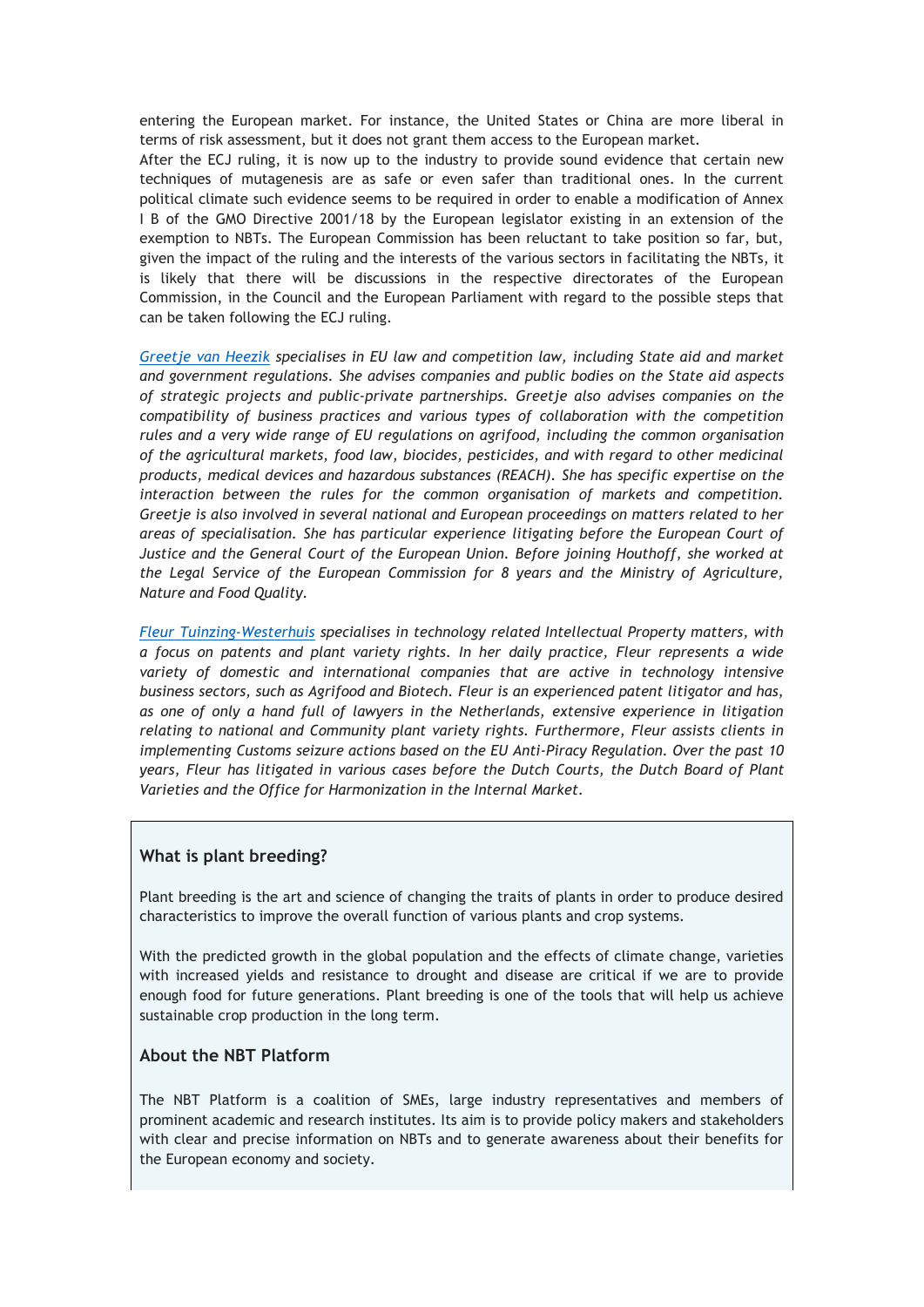entering the European market. For instance, the United States or China are more liberal in terms of risk assessment, but it does not grant them access to the European market.

After the ECJ ruling, it is now up to the industry to provide sound evidence that certain new techniques of mutagenesis are as safe or even safer than traditional ones. In the current political climate such evidence seems to be required in order to enable a modification of Annex I B of the GMO Directive 2001/18 by the European legislator existing in an extension of the exemption to NBTs. The European Commission has been reluctant to take position so far, but, given the impact of the ruling and the interests of the various sectors in facilitating the NBTs, it is likely that there will be discussions in the respective directorates of the European Commission, in the Council and the European Parliament with regard to the possible steps that can be taken following the ECJ ruling.

*Greetje van Heezik specialises in EU law and competition law, including State aid and market and government regulations. She advises companies and public bodies on the State aid aspects of strategic projects and public-private partnerships. Greetje also advises companies on the compatibility of business practices and various types of collaboration with the competition rules and a very wide range of EU regulations on agrifood, including the common organisation of the agricultural markets, food law, biocides, pesticides, and with regard to other medicinal products, medical devices and hazardous substances (REACH). She has specific expertise on the interaction between the rules for the common organisation of markets and competition. Greetje is also involved in several national and European proceedings on matters related to her areas of specialisation. She has particular experience litigating before the European Court of Justice and the General Court of the European Union. Before joining Houthoff, she worked at the Legal Service of the European Commission for 8 years and the Ministry of Agriculture, Nature and Food Quality.*

*Fleur Tuinzing-Westerhuis specialises in technology related Intellectual Property matters, with a focus on patents and plant variety rights. In her daily practice, Fleur represents a wide variety of domestic and international companies that are active in technology intensive business sectors, such as Agrifood and Biotech. Fleur is an experienced patent litigator and has, as one of only a hand full of lawyers in the Netherlands, extensive experience in litigation relating to national and Community plant variety rights. Furthermore, Fleur assists clients in implementing Customs seizure actions based on the EU Anti-Piracy Regulation. Over the past 10 years, Fleur has litigated in various cases before the Dutch Courts, the Dutch Board of Plant Varieties and the Office for Harmonization in the Internal Market.*

### What is plant breeding?

Plant breeding is the art and science of changing the traits of plants in order to produce desired characteristics to improve the overall function of various plants and crop systems.

With the predicted growth in the global population and the effects of climate change, varieties with increased yields and resistance to drought and disease are critical if we are to provide enough food for future generations. Plant breeding is one of the tools that will help us achieve sustainable crop production in the long term.

### About the NBT Platform

The NBT Platform is a coalition of SMEs, large industry representatives and members of prominent academic and research institutes. Its aim is to provide policy makers and stakeholders with clear and precise information on NBTs and to generate awareness about their benefits for the European economy and society.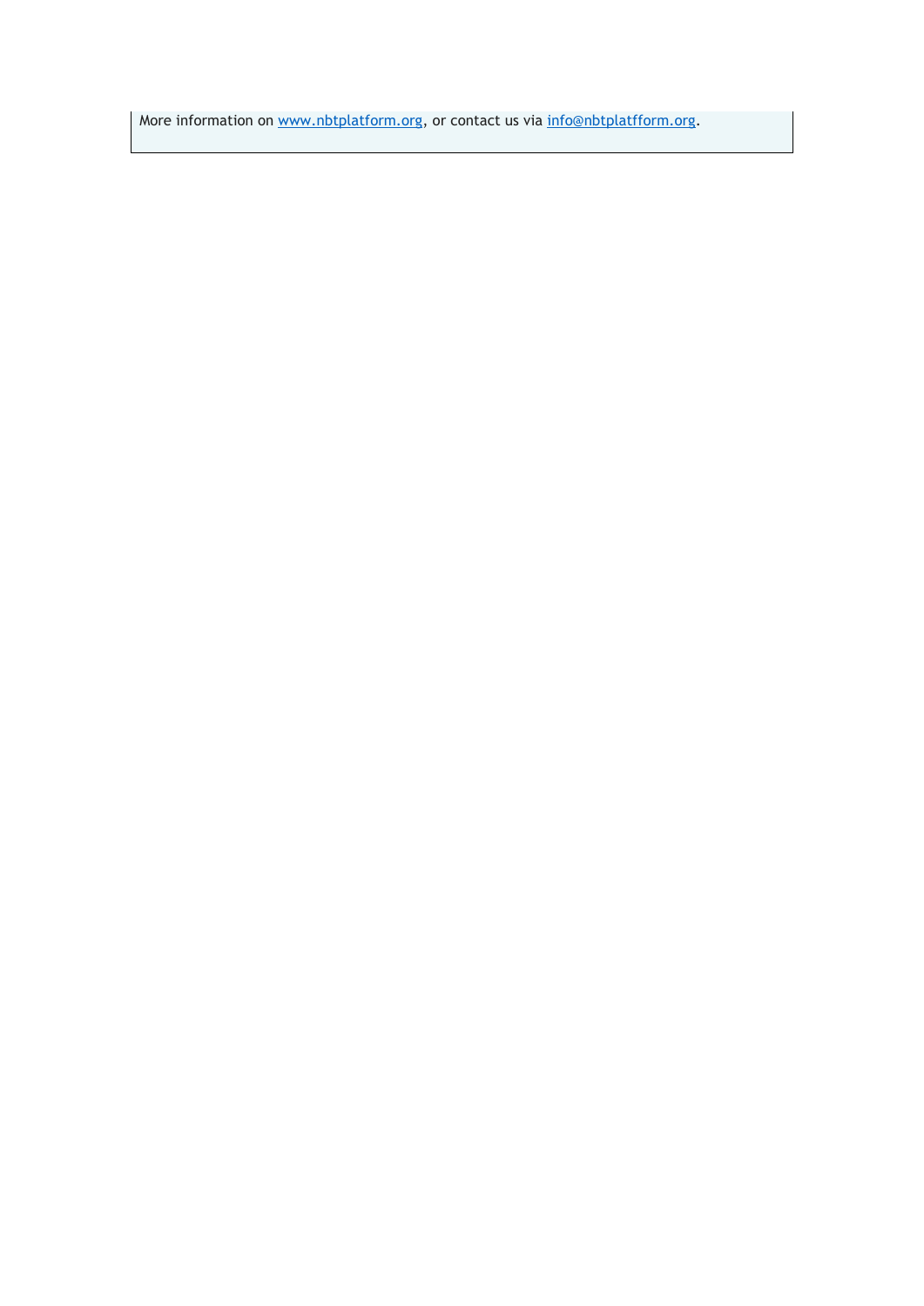More information on www.nbtplatform.org, or contact us via info@nbtplatfform.org.